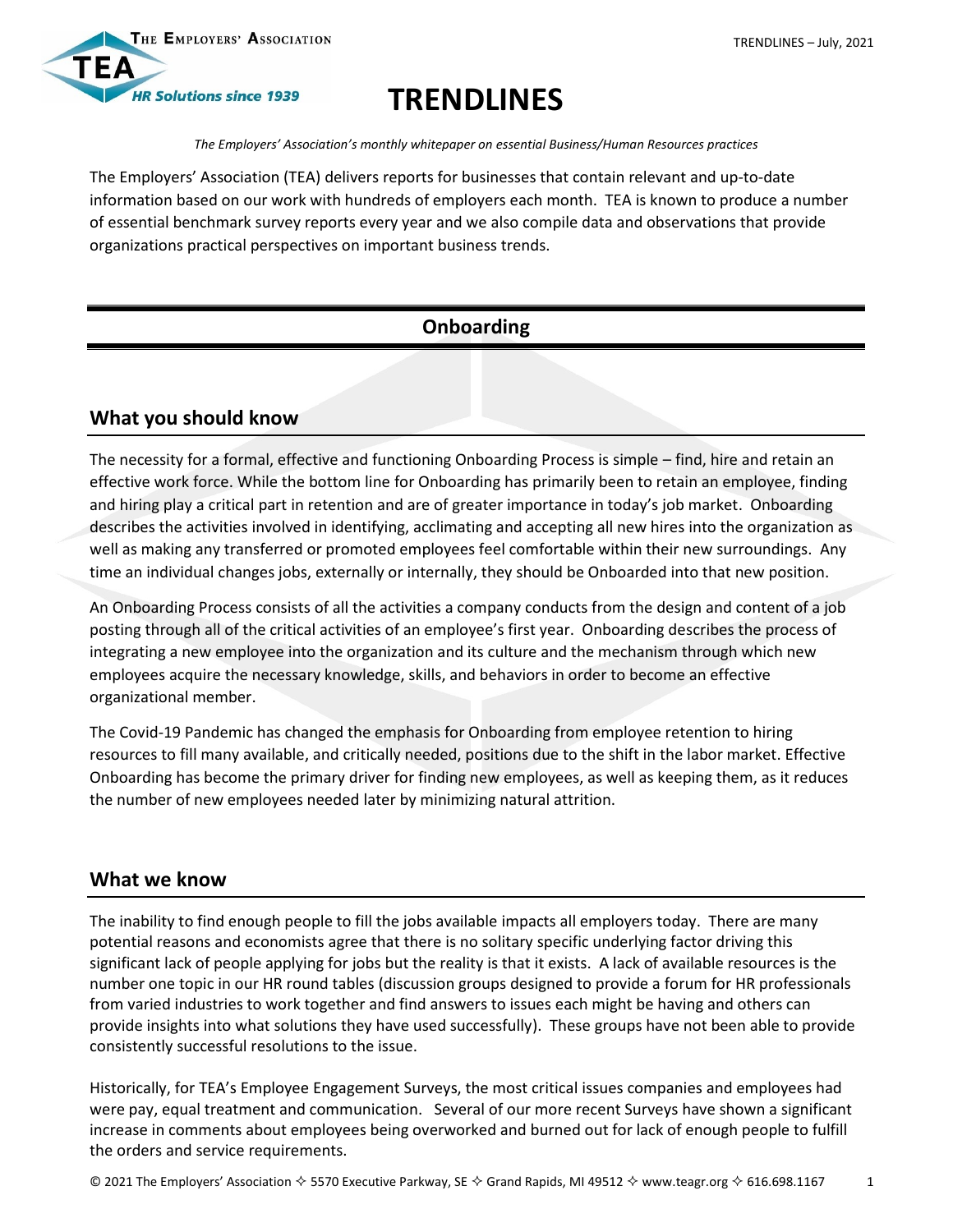# TRENDLINES

*The Employers' Association's monthly whitepaper on essential Business/Human Resources practices*

The Employers' Association (TEA) delivers reports for businesses that contain relevant and up-to-date information based on our work with hundreds of employers each month. TEA is known to produce a number of essential benchmark survey reports every year and we also compile data and observations that provide organizations practical perspectives on important business trends.

## Onboarding

### What you should know

The necessity for a formal, effective and functioning Onboarding Process is simple – find, hire and retain an effective work force. While the bottom line for Onboarding has primarily been to retain an employee, finding and hiring play a critical part in retention and are of greater importance in today's job market. Onboarding describes the activities involved in identifying, acclimating and accepting all new hires into the organization as well as making any transferred or promoted employees feel comfortable within their new surroundings. Any time an individual changes jobs, externally or internally, they should be Onboarded into that new position.

An Onboarding Process consists of all the activities a company conducts from the design and content of a job posting through all of the critical activities of an employee's first year. Onboarding describes the process of integrating a new employee into the organization and its culture and the mechanism through which new employees acquire the necessary knowledge, skills, and behaviors in order to become an effective organizational member.

The Covid-19 Pandemic has changed the emphasis for Onboarding from employee retention to hiring resources to fill many available, and critically needed, positions due to the shift in the labor market. Effective Onboarding has become the primary driver for finding new employees, as well as keeping them, as it reduces the number of new employees needed later by minimizing natural attrition.

### What we know

The inability to find enough people to fill the jobs available impacts all employers today. There are many potential reasons and economists agree that there is no solitary specific underlying factor driving this significant lack of people applying for jobs but the reality is that it exists. A lack of available resources is the number one topic in our HR round tables (discussion groups designed to provide a forum for HR professionals from varied industries to work together and find answers to issues each might be having and others can provide insights into what solutions they have used successfully). These groups have not been able to provide consistently successful resolutions to the issue.

Historically, for TEA's Employee Engagement Surveys, the most critical issues companies and employees had were pay, equal treatment and communication. Several of our more recent Surveys have shown a significant increase in comments about employees being overworked and burned out for lack of enough people to fulfill the orders and service requirements.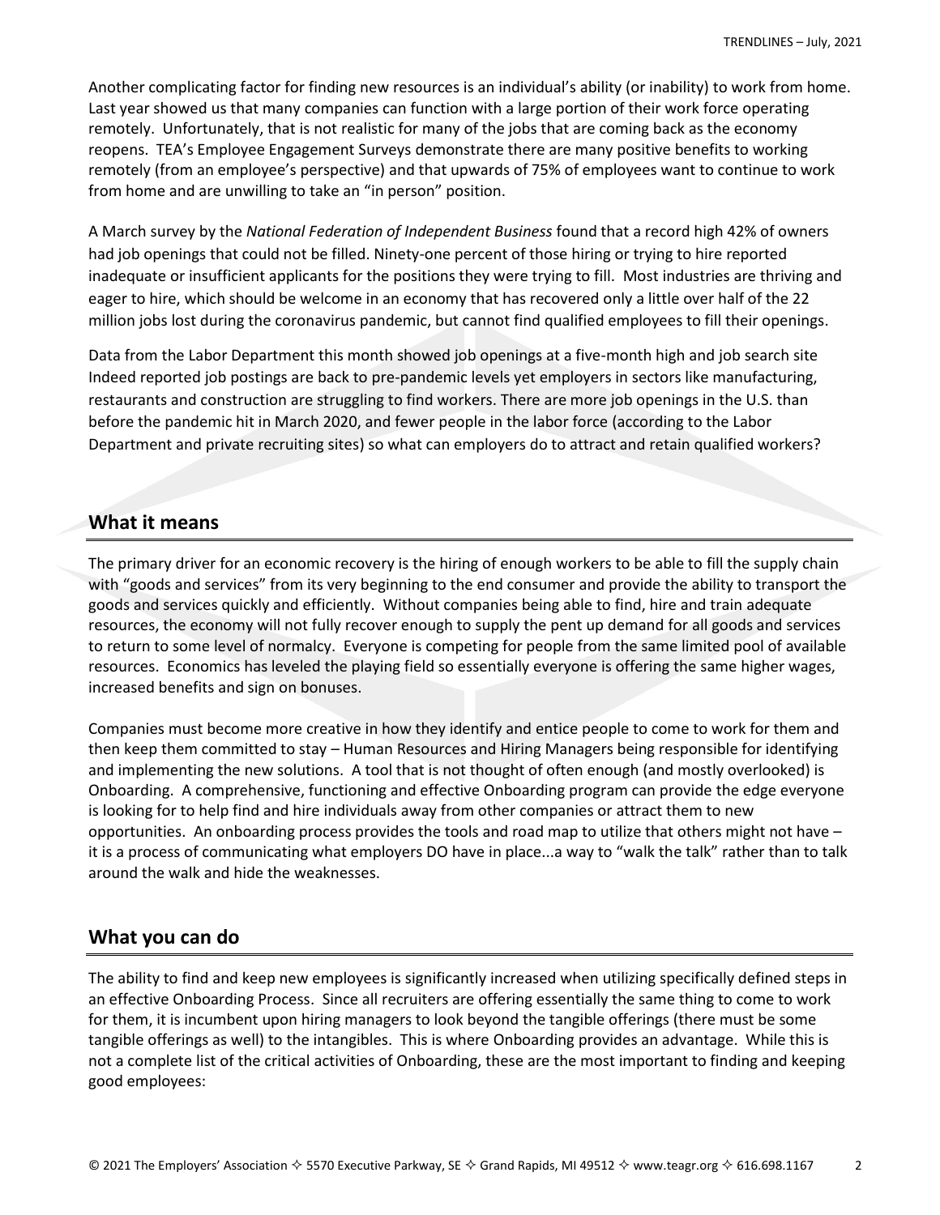Another complicating factor for finding new resources is an individual's ability (or inability) to work from home. Last year showed us that many companies can function with a large portion of their work force operating remotely. Unfortunately, that is not realistic for many of the jobs that are coming back as the economy reopens. TEA's Employee Engagement Surveys demonstrate there are many positive benefits to working remotely (from an employee's perspective) and that upwards of 75% of employees want to continue to work from home and are unwilling to take an "in person" position.

A March survey by the *National Federation of Independent Business* found that a record high 42% of owners had job openings that could not be filled. Ninety-one percent of those hiring or trying to hire reported inadequate or insufficient applicants for the positions they were trying to fill. Most industries are thriving and eager to hire, which should be welcome in an economy that has recovered only a little over half of the 22 million jobs lost during the coronavirus pandemic, but cannot find qualified employees to fill their openings.

Data from the Labor Department this month showed job openings at a five-month high and job search site Indeed reported job postings are back to pre-pandemic levels yet employers in sectors like manufacturing, restaurants and construction are struggling to find workers. There are more job openings in the U.S. than before the pandemic hit in March 2020, and fewer people in the labor force (according to the Labor Department and private recruiting sites) so what can employers do to attract and retain qualified workers?

## What it means

The primary driver for an economic recovery is the hiring of enough workers to be able to fill the supply chain with "goods and services" from its very beginning to the end consumer and provide the ability to transport the goods and services quickly and efficiently. Without companies being able to find, hire and train adequate resources, the economy will not fully recover enough to supply the pent up demand for all goods and services to return to some level of normalcy. Everyone is competing for people from the same limited pool of available resources. Economics has leveled the playing field so essentially everyone is offering the same higher wages, increased benefits and sign on bonuses.

Companies must become more creative in how they identify and entice people to come to work for them and then keep them committed to stay – Human Resources and Hiring Managers being responsible for identifying and implementing the new solutions. A tool that is not thought of often enough (and mostly overlooked) is Onboarding. A comprehensive, functioning and effective Onboarding program can provide the edge everyone is looking for to help find and hire individuals away from other companies or attract them to new opportunities. An onboarding process provides the tools and road map to utilize that others might not have – it is a process of communicating what employers DO have in place...a way to "walk the talk" rather than to talk around the walk and hide the weaknesses.

## What you can do

The ability to find and keep new employees is significantly increased when utilizing specifically defined steps in an effective Onboarding Process. Since all recruiters are offering essentially the same thing to come to work for them, it is incumbent upon hiring managers to look beyond the tangible offerings (there must be some tangible offerings as well) to the intangibles. This is where Onboarding provides an advantage. While this is not a complete list of the critical activities of Onboarding, these are the most important to finding and keeping good employees: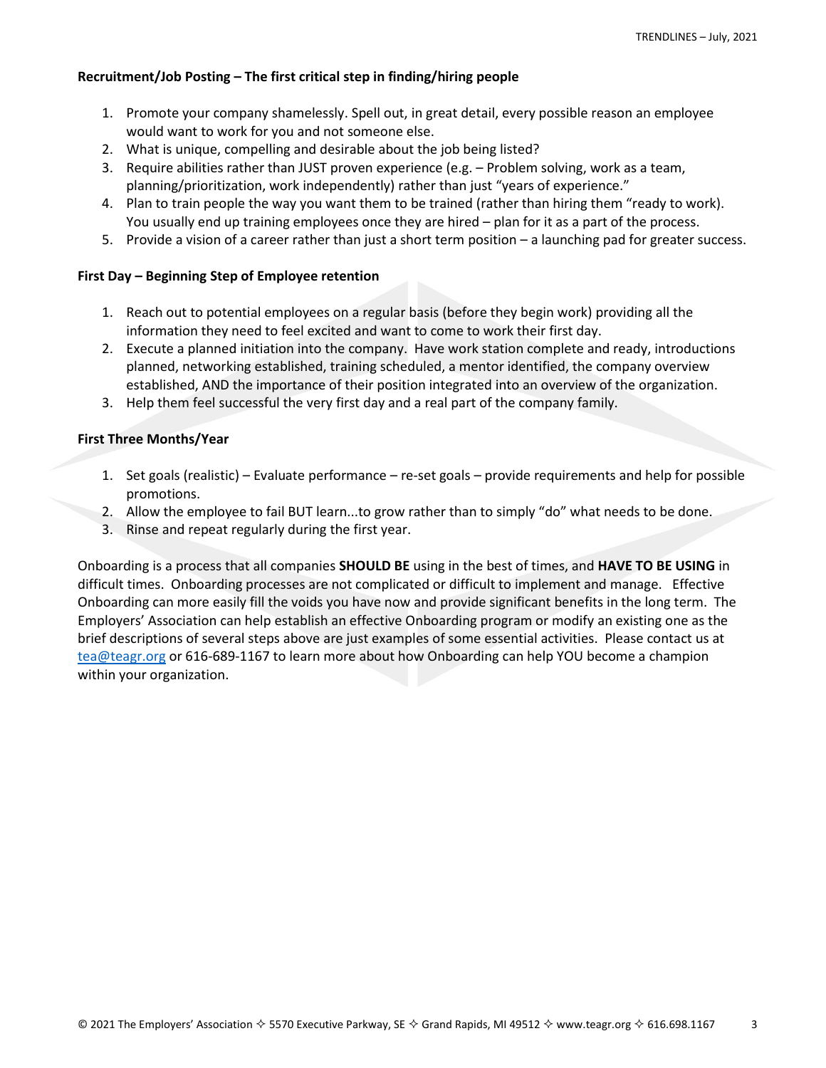**Recruitment/Job Posting – The first critical step in finding/hiring people**

1. Promote your company shamelessly. Spell out, in great detail, every possible reason an employee would want to work for you and not someone else.
2. What is unique, compelling and desirable about the job being listed?
3. Require abilities rather than JUST proven experience (e.g. – Problem solving, work as a team, planning/prioritization, work independently) rather than just "years of experience."
4. Plan to train people the way you want them to be trained (rather than hiring them "ready to work). You usually end up training employees once they are hired – plan for it as a part of the process.
5. Provide a vision of a career rather than just a short term position – a launching pad for greater success.

**First Day – Beginning Step of Employee retention**

1. Reach out to potential employees on a regular basis (before they begin work) providing all the information they need to feel excited and want to come to work their first day.
2. Execute a planned initiation into the company. Have work station complete and ready, introductions planned, networking established, training scheduled, a mentor identified, the company overview established, AND the importance of their position integrated into an overview of the organization.
3. Help them feel successful the very first day and a real part of the company family.

**First Three Months/Year**

1. Set goals (realistic) – Evaluate performance – re-set goals – provide requirements and help for possible promotions.
2. Allow the employee to fail BUT learn...to grow rather than to simply "do" what needs to be done.
3. Rinse and repeat regularly during the first year.

Onboarding is a process that all companies **SHOULD BE** using in the best of times, and **HAVE TO BE USING** in difficult times. Onboarding processes are not complicated or difficult to implement and manage. Effective Onboarding can more easily fill the voids you have now and provide significant benefits in the long term. The Employers' Association can help establish an effective Onboarding program or modify an existing one as the brief descriptions of several steps above are just examples of some essential activities. Please contact us at tea@teagr.org or 616-689-1167 to learn more about how Onboarding can help YOU become a champion within your organization.